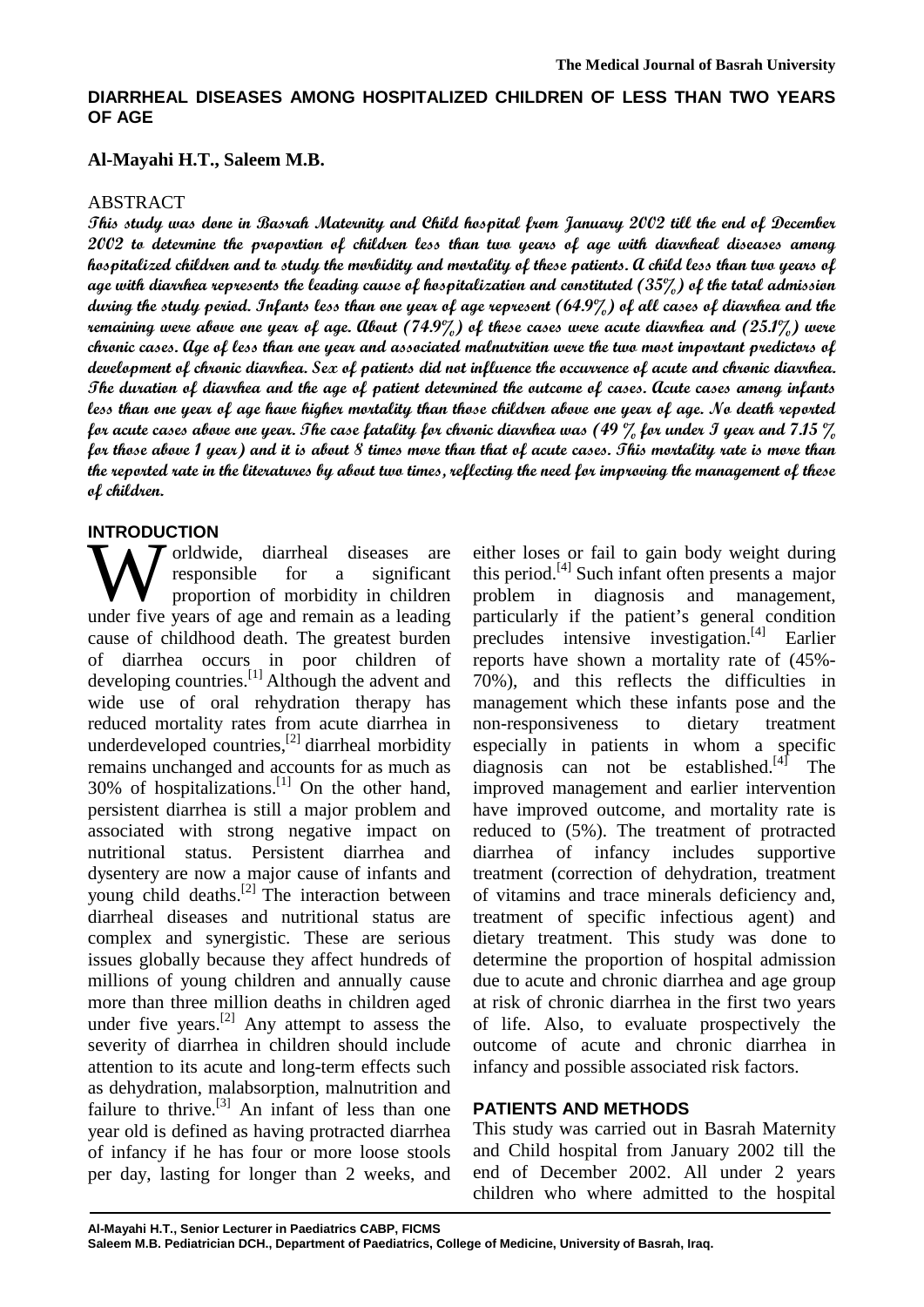# DIARRHEAL DISEASES AMONG HOSPITALIZED CHILDREN OF LESS THAN TWO YEARS OF AGE

**Al-Mayahi H.T., Saleem M.B.**

## ABSTRACT

***This study was done in Basrah Maternity and Child hospital from January 2002 till the end of December 2002 to determine the proportion of children less than two years of age with diarrheal diseases among hospitalized children and to study the morbidity and mortality of these patients. A child less than two years of age with diarrhea represents the leading cause of hospitalization and constituted (35%) of the total admission during the study period. Infants less than one year of age represent (64.9%) of all cases of diarrhea and the remaining were above one year of age. About (74.9%) of these cases were acute diarrhea and (25.1%) were chronic cases. Age of less than one year and associated malnutrition were the two most important predictors of development of chronic diarrhea. Sex of patients did not influence the occurrence of acute and chronic diarrhea. The duration of diarrhea and the age of patient determined the outcome of cases. Acute cases among infants less than one year of age have higher mortality than those children above one year of age. No death reported for acute cases above one year. The case fatality for chronic diarrhea was (49 % for under 1 year and 7.15 % for those above 1 year) and it is about 8 times more than that of acute cases. This mortality rate is more than the reported rate in the literatures by about two times, reflecting the need for improving the management of these of children.***

## INTRODUCTION

Worldwide, diarrheal diseases are responsible for a significant proportion of morbidity in children under five years of age and remain as a leading cause of childhood death. The greatest burden of diarrhea occurs in poor children of developing countries.[1] Although the advent and wide use of oral rehydration therapy has reduced mortality rates from acute diarrhea in underdeveloped countries,[2] diarrheal morbidity remains unchanged and accounts for as much as 30% of hospitalizations.[1] On the other hand, persistent diarrhea is still a major problem and associated with strong negative impact on nutritional status. Persistent diarrhea and dysentery are now a major cause of infants and young child deaths.[2] The interaction between diarrheal diseases and nutritional status are complex and synergistic. These are serious issues globally because they affect hundreds of millions of young children and annually cause more than three million deaths in children aged under five years.[2] Any attempt to assess the severity of diarrhea in children should include attention to its acute and long-term effects such as dehydration, malabsorption, malnutrition and failure to thrive.[3] An infant of less than one year old is defined as having protracted diarrhea of infancy if he has four or more loose stools per day, lasting for longer than 2 weeks, and either loses or fail to gain body weight during this period.[4] Such infant often presents a major problem in diagnosis and management, particularly if the patient's general condition precludes intensive investigation.[4] Earlier reports have shown a mortality rate of (45%-70%), and this reflects the difficulties in management which these infants pose and the non-responsiveness to dietary treatment especially in patients in whom a specific diagnosis can not be established.[4] The improved management and earlier intervention have improved outcome, and mortality rate is reduced to (5%). The treatment of protracted diarrhea of infancy includes supportive treatment (correction of dehydration, treatment of vitamins and trace minerals deficiency and, treatment of specific infectious agent) and dietary treatment. This study was done to determine the proportion of hospital admission due to acute and chronic diarrhea and age group at risk of chronic diarrhea in the first two years of life. Also, to evaluate prospectively the outcome of acute and chronic diarrhea in infancy and possible associated risk factors.

## PATIENTS AND METHODS

This study was carried out in Basrah Maternity and Child hospital from January 2002 till the end of December 2002. All under 2 years children who where admitted to the hospital

---

**Al-Mayahi H.T., Senior Lecturer in Paediatrics CABP, FICMS**
**Saleem M.B. Pediatrician DCH., Department of Paediatrics, College of Medicine, University of Basrah, Iraq.**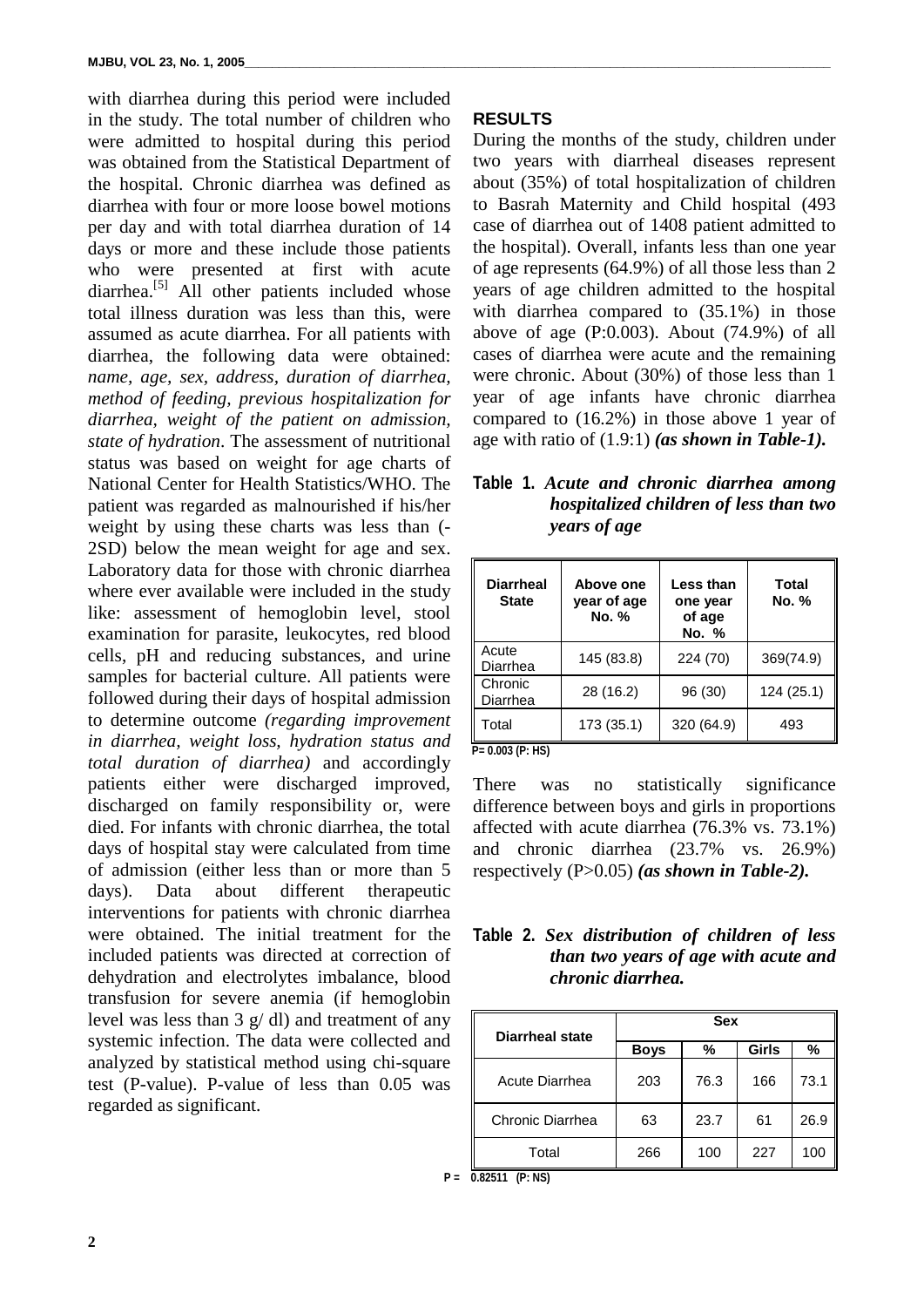with diarrhea during this period were included in the study. The total number of children who were admitted to hospital during this period was obtained from the Statistical Department of the hospital. Chronic diarrhea was defined as diarrhea with four or more loose bowel motions per day and with total diarrhea duration of 14 days or more and these include those patients who were presented at first with acute diarrhea.[5] All other patients included whose total illness duration was less than this, were assumed as acute diarrhea. For all patients with diarrhea, the following data were obtained: *name, age, sex, address, duration of diarrhea, method of feeding, previous hospitalization for diarrhea, weight of the patient on admission, state of hydration*. The assessment of nutritional status was based on weight for age charts of National Center for Health Statistics/WHO. The patient was regarded as malnourished if his/her weight by using these charts was less than (-2SD) below the mean weight for age and sex. Laboratory data for those with chronic diarrhea where ever available were included in the study like: assessment of hemoglobin level, stool examination for parasite, leukocytes, red blood cells, pH and reducing substances, and urine samples for bacterial culture. All patients were followed during their days of hospital admission to determine outcome *(regarding improvement in diarrhea, weight loss, hydration status and total duration of diarrhea)* and accordingly patients either were discharged improved, discharged on family responsibility or, were died. For infants with chronic diarrhea, the total days of hospital stay were calculated from time of admission (either less than or more than 5 days). Data about different therapeutic interventions for patients with chronic diarrhea were obtained. The initial treatment for the included patients was directed at correction of dehydration and electrolytes imbalance, blood transfusion for severe anemia (if hemoglobin level was less than 3 g/ dl) and treatment of any systemic infection. The data were collected and analyzed by statistical method using chi-square test (P-value). P-value of less than 0.05 was regarded as significant.

## RESULTS

During the months of the study, children under two years with diarrheal diseases represent about (35%) of total hospitalization of children to Basrah Maternity and Child hospital (493 case of diarrhea out of 1408 patient admitted to the hospital). Overall, infants less than one year of age represents (64.9%) of all those less than 2 years of age children admitted to the hospital with diarrhea compared to (35.1%) in those above of age (P:0.003). About (74.9%) of all cases of diarrhea were acute and the remaining were chronic. About (30%) of those less than 1 year of age infants have chronic diarrhea compared to (16.2%) in those above 1 year of age with ratio of (1.9:1) ***(as shown in Table-1).***

**Table 1.** ***Acute and chronic diarrhea among hospitalized children of less than two years of age***

| Diarrheal State | Above one year of age No. % | Less than one year of age No. % | Total No. % |
|---|---|---|---|
| Acute Diarrhea | 145 (83.8) | 224 (70) | 369(74.9) |
| Chronic Diarrhea | 28 (16.2) | 96 (30) | 124 (25.1) |
| Total | 173 (35.1) | 320 (64.9) | 493 |

P= 0.003 (P: HS)

There was no statistically significance difference between boys and girls in proportions affected with acute diarrhea (76.3% vs. 73.1%) and chronic diarrhea (23.7% vs. 26.9%) respectively (P>0.05) ***(as shown in Table-2).***

**Table 2.** ***Sex distribution of children of less than two years of age with acute and chronic diarrhea.***

| Diarrheal state | Sex | | | |
|---|---|---|---|---|
| | Boys | % | Girls | % |
| Acute Diarrhea | 203 | 76.3 | 166 | 73.1 |
| Chronic Diarrhea | 63 | 23.7 | 61 | 26.9 |
| Total | 266 | 100 | 227 | 100 |

P = 0.82511 (P: NS)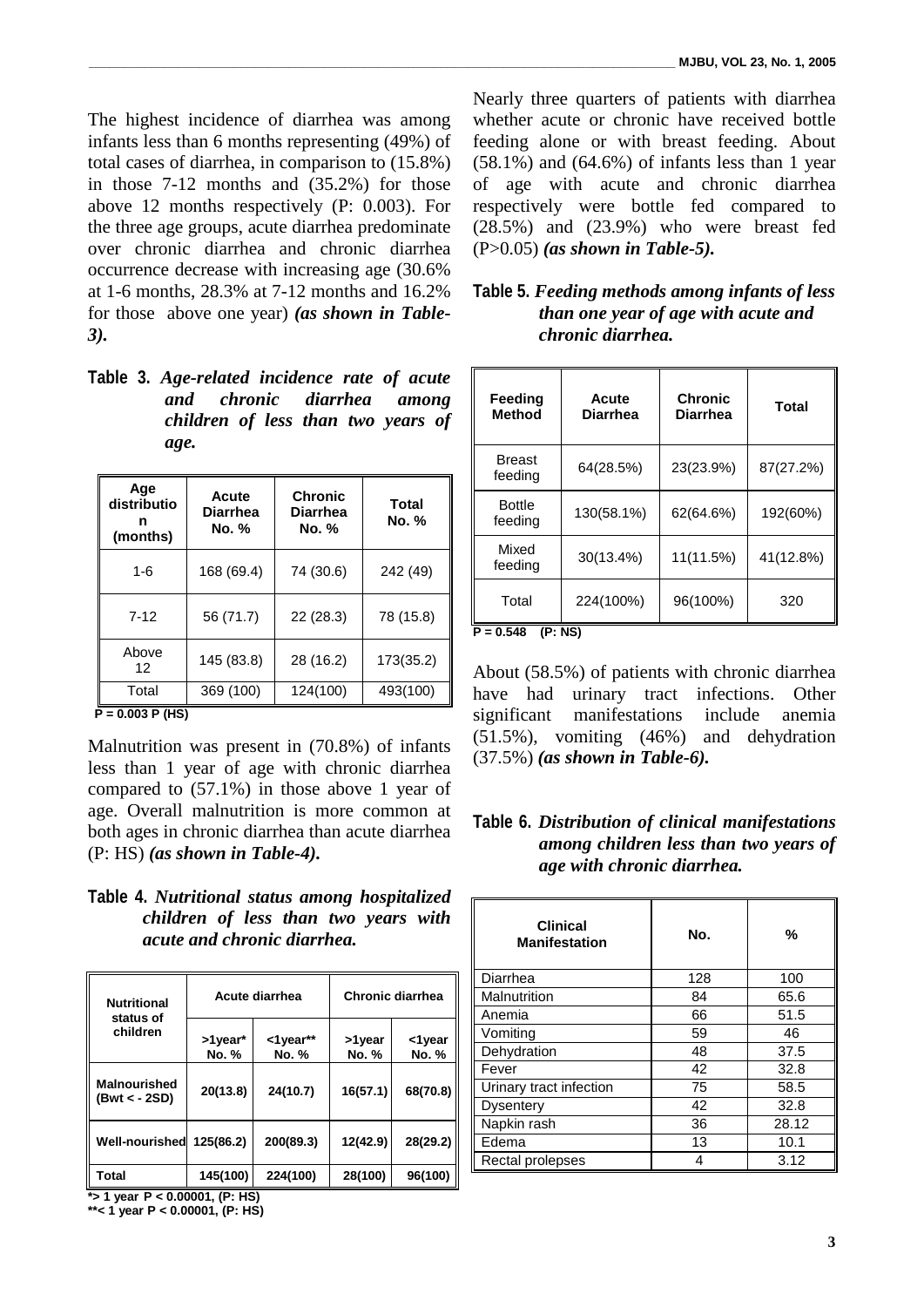The highest incidence of diarrhea was among infants less than 6 months representing (49%) of total cases of diarrhea, in comparison to (15.8%) in those 7-12 months and (35.2%) for those above 12 months respectively (P: 0.003). For the three age groups, acute diarrhea predominate over chronic diarrhea and chronic diarrhea occurrence decrease with increasing age (30.6% at 1-6 months, 28.3% at 7-12 months and 16.2% for those above one year) ***(as shown in Table-3).***

**Table 3.** ***Age-related incidence rate of acute and chronic diarrhea among children of less than two years of age.***

| Age distribution (months) | Acute Diarrhea No. % | Chronic Diarrhea No. % | Total No. % |
|---|---|---|---|
| 1-6 | 168 (69.4) | 74 (30.6) | 242 (49) |
| 7-12 | 56 (71.7) | 22 (28.3) | 78 (15.8) |
| Above 12 | 145 (83.8) | 28 (16.2) | 173(35.2) |
| Total | 369 (100) | 124(100) | 493(100) |

**P = 0.003 P (HS)**

Malnutrition was present in (70.8%) of infants less than 1 year of age with chronic diarrhea compared to (57.1%) in those above 1 year of age. Overall malnutrition is more common at both ages in chronic diarrhea than acute diarrhea (P: HS) ***(as shown in Table-4).***

**Table 4.** ***Nutritional status among hospitalized children of less than two years with acute and chronic diarrhea.***

| Nutritional status of children | Acute diarrhea | | Chronic diarrhea | |
|---|---|---|---|---|
| | >1year* No. % | <1year** No. % | >1year No. % | <1year No. % |
| **Malnourished (Bwt < - 2SD)** | **20(13.8)** | **24(10.7)** | **16(57.1)** | **68(70.8)** |
| **Well-nourished** | **125(86.2)** | **200(89.3)** | **12(42.9)** | **28(29.2)** |
| **Total** | **145(100)** | **224(100)** | **28(100)** | **96(100)** |

**\*> 1 year P < 0.00001, (P: HS)**
**\*\*< 1 year P < 0.00001, (P: HS)**

Nearly three quarters of patients with diarrhea whether acute or chronic have received bottle feeding alone or with breast feeding. About (58.1%) and (64.6%) of infants less than 1 year of age with acute and chronic diarrhea respectively were bottle fed compared to (28.5%) and (23.9%) who were breast fed (P>0.05) ***(as shown in Table-5).***

**Table 5.** ***Feeding methods among infants of less than one year of age with acute and chronic diarrhea.***

| Feeding Method | Acute Diarrhea | Chronic Diarrhea | Total |
|---|---|---|---|
| Breast feeding | 64(28.5%) | 23(23.9%) | 87(27.2%) |
| Bottle feeding | 130(58.1%) | 62(64.6%) | 192(60%) |
| Mixed feeding | 30(13.4%) | 11(11.5%) | 41(12.8%) |
| Total | 224(100%) | 96(100%) | 320 |

**P = 0.548 (P: NS)**

About (58.5%) of patients with chronic diarrhea have had urinary tract infections. Other significant manifestations include anemia (51.5%), vomiting (46%) and dehydration (37.5%) ***(as shown in Table-6).***

**Table 6.** ***Distribution of clinical manifestations among children less than two years of age with chronic diarrhea.***

| Clinical Manifestation | No. | % |
|---|---|---|
| Diarrhea | 128 | 100 |
| Malnutrition | 84 | 65.6 |
| Anemia | 66 | 51.5 |
| Vomiting | 59 | 46 |
| Dehydration | 48 | 37.5 |
| Fever | 42 | 32.8 |
| Urinary tract infection | 75 | 58.5 |
| Dysentery | 42 | 32.8 |
| Napkin rash | 36 | 28.12 |
| Edema | 13 | 10.1 |
| Rectal prolepses | 4 | 3.12 |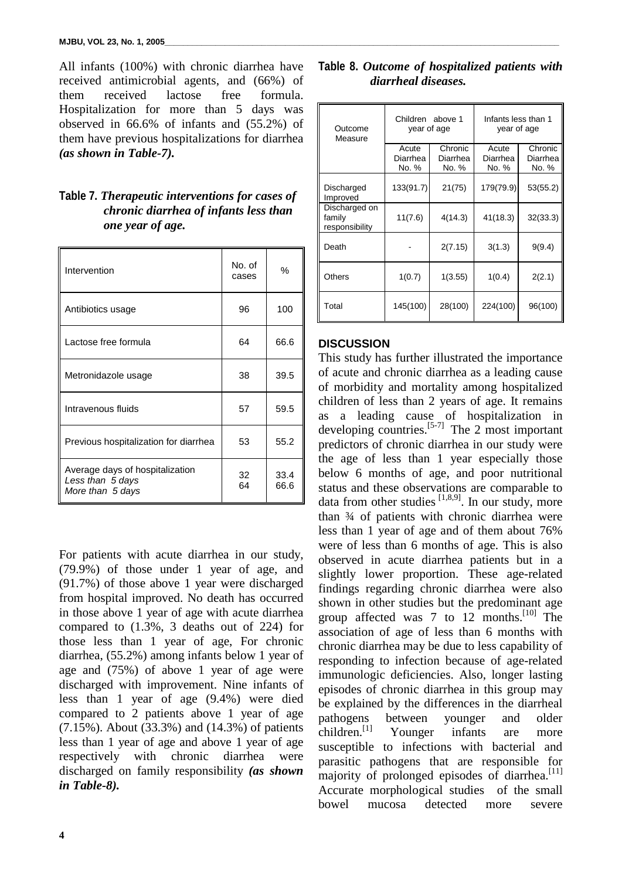All infants (100%) with chronic diarrhea have received antimicrobial agents, and (66%) of them received lactose free formula. Hospitalization for more than 5 days was observed in 66.6% of infants and (55.2%) of them have previous hospitalizations for diarrhea *(as shown in Table-7).*

**Table 7.** ***Therapeutic interventions for cases of chronic diarrhea of infants less than one year of age.***

| Intervention | No. of cases | % |
|---|---|---|
| Antibiotics usage | 96 | 100 |
| Lactose free formula | 64 | 66.6 |
| Metronidazole usage | 38 | 39.5 |
| Intravenous fluids | 57 | 59.5 |
| Previous hospitalization for diarrhea | 53 | 55.2 |
| Average days of hospitalization<br>*Less than 5 days*<br>*More than 5 days* | <br>32<br>64 | <br>33.4<br>66.6 |

For patients with acute diarrhea in our study, (79.9%) of those under 1 year of age, and (91.7%) of those above 1 year were discharged from hospital improved. No death has occurred in those above 1 year of age with acute diarrhea compared to (1.3%, 3 deaths out of 224) for those less than 1 year of age, For chronic diarrhea, (55.2%) among infants below 1 year of age and (75%) of above 1 year of age were discharged with improvement. Nine infants of less than 1 year of age (9.4%) were died compared to 2 patients above 1 year of age (7.15%). About (33.3%) and (14.3%) of patients less than 1 year of age and above 1 year of age respectively with chronic diarrhea were discharged on family responsibility *(as shown in Table-8).*

**Table 8.** ***Outcome of hospitalized patients with diarrheal diseases.***

| Outcome Measure | Children above 1 year of age | | Infants less than 1 year of age | |
|---|---|---|---|---|
| | Acute Diarrhea No. % | Chronic Diarrhea No. % | Acute Diarrhea No. % | Chronic Diarrhea No. % |
| Discharged Improved | 133(91.7) | 21(75) | 179(79.9) | 53(55.2) |
| Discharged on family responsibility | 11(7.6) | 4(14.3) | 41(18.3) | 32(33.3) |
| Death | - | 2(7.15) | 3(1.3) | 9(9.4) |
| Others | 1(0.7) | 1(3.55) | 1(0.4) | 2(2.1) |
| Total | 145(100) | 28(100) | 224(100) | 96(100) |

## DISCUSSION

This study has further illustrated the importance of acute and chronic diarrhea as a leading cause of morbidity and mortality among hospitalized children of less than 2 years of age. It remains as a leading cause of hospitalization in developing countries.[5-7] The 2 most important predictors of chronic diarrhea in our study were the age of less than 1 year especially those below 6 months of age, and poor nutritional status and these observations are comparable to data from other studies [1,8,9]. In our study, more than ¾ of patients with chronic diarrhea were less than 1 year of age and of them about 76% were of less than 6 months of age. This is also observed in acute diarrhea patients but in a slightly lower proportion. These age-related findings regarding chronic diarrhea were also shown in other studies but the predominant age group affected was 7 to 12 months.[10] The association of age of less than 6 months with chronic diarrhea may be due to less capability of responding to infection because of age-related immunologic deficiencies. Also, longer lasting episodes of chronic diarrhea in this group may be explained by the differences in the diarrheal pathogens between younger and older children.[1] Younger infants are more susceptible to infections with bacterial and parasitic pathogens that are responsible for majority of prolonged episodes of diarrhea.[11] Accurate morphological studies of the small bowel mucosa detected more severe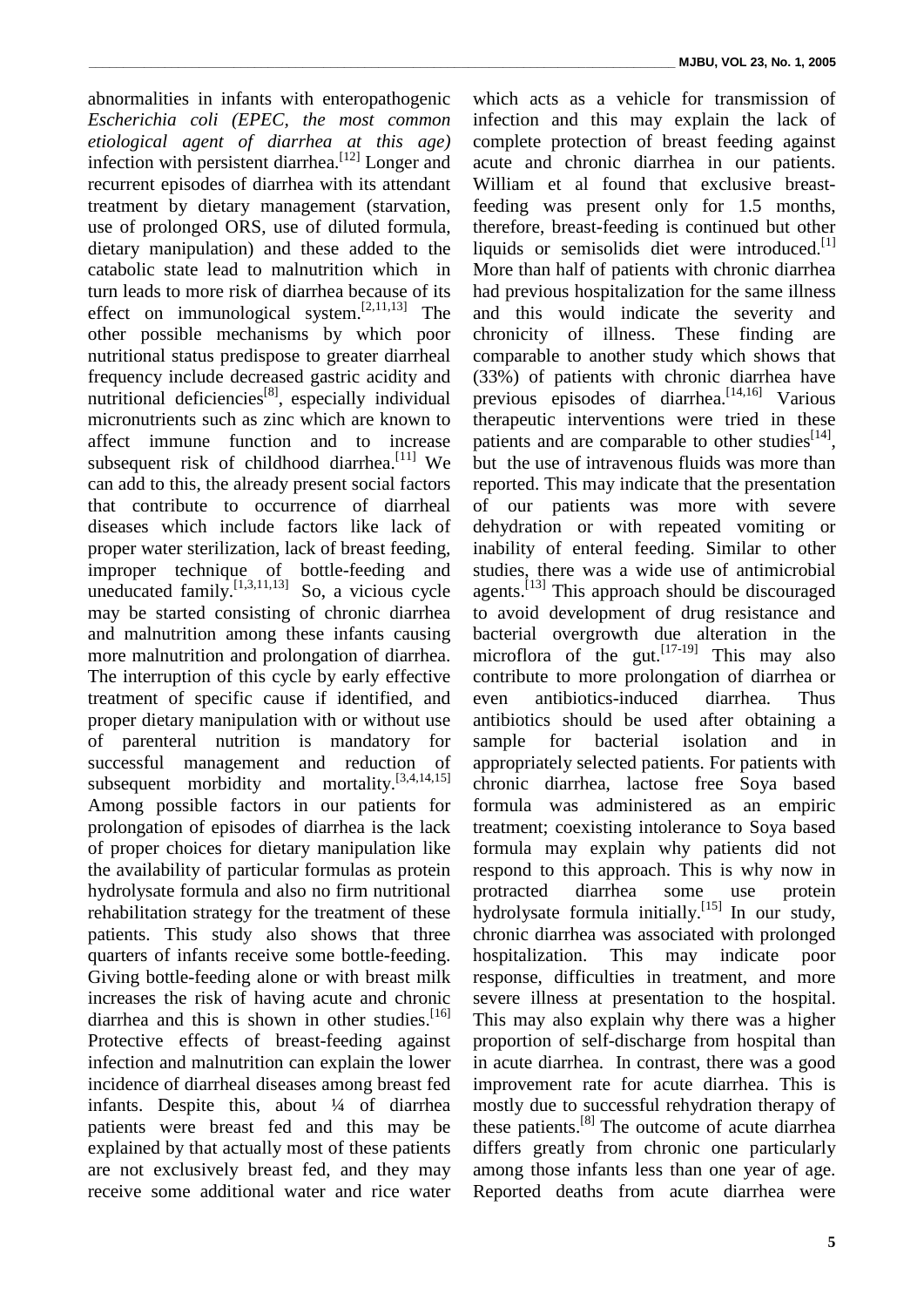abnormalities in infants with enteropathogenic *Escherichia coli (EPEC, the most common etiological agent of diarrhea at this age)* infection with persistent diarrhea.[12] Longer and recurrent episodes of diarrhea with its attendant treatment by dietary management (starvation, use of prolonged ORS, use of diluted formula, dietary manipulation) and these added to the catabolic state lead to malnutrition which in turn leads to more risk of diarrhea because of its effect on immunological system.[2,11,13] The other possible mechanisms by which poor nutritional status predispose to greater diarrheal frequency include decreased gastric acidity and nutritional deficiencies[8], especially individual micronutrients such as zinc which are known to affect immune function and to increase subsequent risk of childhood diarrhea.[11] We can add to this, the already present social factors that contribute to occurrence of diarrheal diseases which include factors like lack of proper water sterilization, lack of breast feeding, improper technique of bottle-feeding and uneducated family.[1,3,11,13] So, a vicious cycle may be started consisting of chronic diarrhea and malnutrition among these infants causing more malnutrition and prolongation of diarrhea. The interruption of this cycle by early effective treatment of specific cause if identified, and proper dietary manipulation with or without use of parenteral nutrition is mandatory for successful management and reduction of subsequent morbidity and mortality.[3,4,14,15] Among possible factors in our patients for prolongation of episodes of diarrhea is the lack of proper choices for dietary manipulation like the availability of particular formulas as protein hydrolysate formula and also no firm nutritional rehabilitation strategy for the treatment of these patients. This study also shows that three quarters of infants receive some bottle-feeding. Giving bottle-feeding alone or with breast milk increases the risk of having acute and chronic diarrhea and this is shown in other studies.[16] Protective effects of breast-feeding against infection and malnutrition can explain the lower incidence of diarrheal diseases among breast fed infants. Despite this, about ¼ of diarrhea patients were breast fed and this may be explained by that actually most of these patients are not exclusively breast fed, and they may receive some additional water and rice water which acts as a vehicle for transmission of infection and this may explain the lack of complete protection of breast feeding against acute and chronic diarrhea in our patients. William et al found that exclusive breast-feeding was present only for 1.5 months, therefore, breast-feeding is continued but other liquids or semisolids diet were introduced.[1] More than half of patients with chronic diarrhea had previous hospitalization for the same illness and this would indicate the severity and chronicity of illness. These finding are comparable to another study which shows that (33%) of patients with chronic diarrhea have previous episodes of diarrhea.[14,16] Various therapeutic interventions were tried in these patients and are comparable to other studies[14], but the use of intravenous fluids was more than reported. This may indicate that the presentation of our patients was more with severe dehydration or with repeated vomiting or inability of enteral feeding. Similar to other studies, there was a wide use of antimicrobial agents.[13] This approach should be discouraged to avoid development of drug resistance and bacterial overgrowth due alteration in the microflora of the gut.[17-19] This may also contribute to more prolongation of diarrhea or even antibiotics-induced diarrhea. Thus antibiotics should be used after obtaining a sample for bacterial isolation and in appropriately selected patients. For patients with chronic diarrhea, lactose free Soya based formula was administered as an empiric treatment; coexisting intolerance to Soya based formula may explain why patients did not respond to this approach. This is why now in protracted diarrhea some use protein hydrolysate formula initially.[15] In our study, chronic diarrhea was associated with prolonged hospitalization. This may indicate poor response, difficulties in treatment, and more severe illness at presentation to the hospital. This may also explain why there was a higher proportion of self-discharge from hospital than in acute diarrhea. In contrast, there was a good improvement rate for acute diarrhea. This is mostly due to successful rehydration therapy of these patients.[8] The outcome of acute diarrhea differs greatly from chronic one particularly among those infants less than one year of age. Reported deaths from acute diarrhea were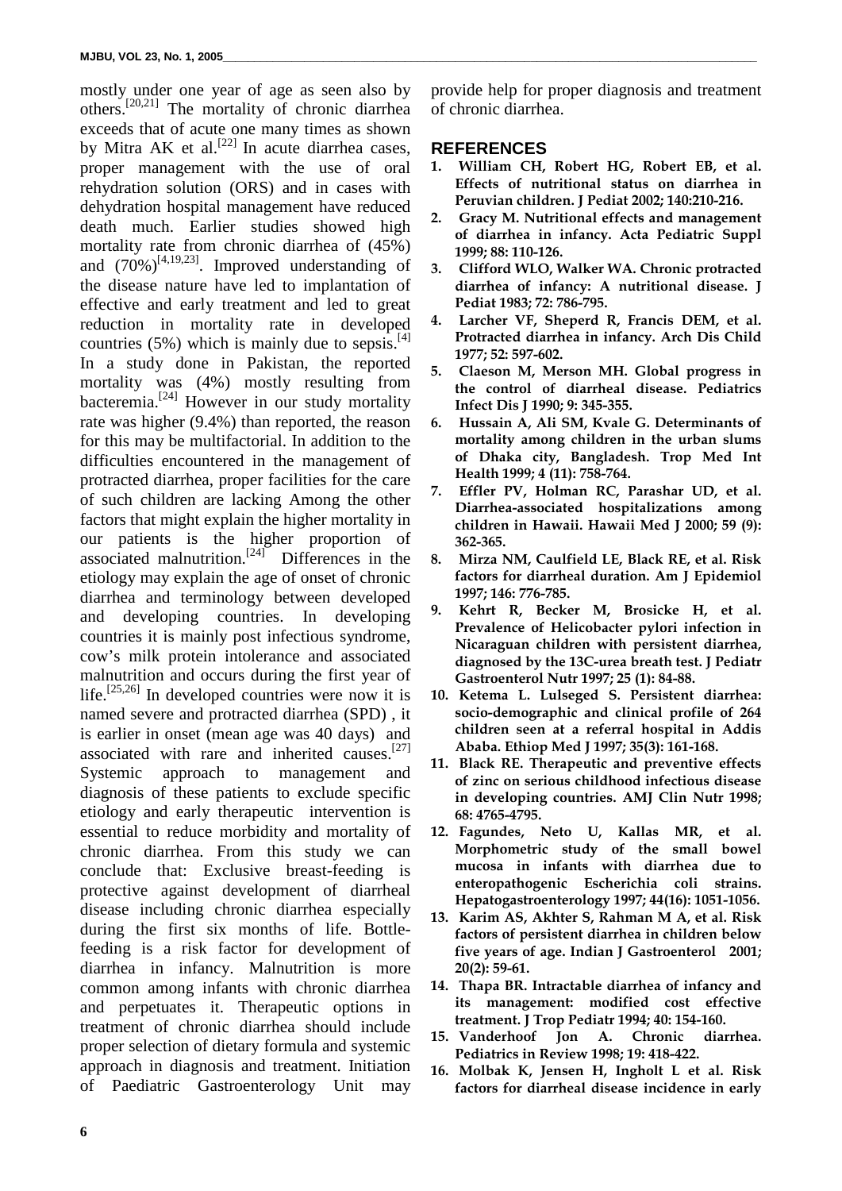mostly under one year of age as seen also by others.[20,21] The mortality of chronic diarrhea exceeds that of acute one many times as shown by Mitra AK et al.[22] In acute diarrhea cases, proper management with the use of oral rehydration solution (ORS) and in cases with dehydration hospital management have reduced death much. Earlier studies showed high mortality rate from chronic diarrhea of (45%) and (70%)[4,19,23]. Improved understanding of the disease nature have led to implantation of effective and early treatment and led to great reduction in mortality rate in developed countries (5%) which is mainly due to sepsis.[4] In a study done in Pakistan, the reported mortality was (4%) mostly resulting from bacteremia.[24] However in our study mortality rate was higher (9.4%) than reported, the reason for this may be multifactorial. In addition to the difficulties encountered in the management of protracted diarrhea, proper facilities for the care of such children are lacking Among the other factors that might explain the higher mortality in our patients is the higher proportion of associated malnutrition.[24] Differences in the etiology may explain the age of onset of chronic diarrhea and terminology between developed and developing countries. In developing countries it is mainly post infectious syndrome, cow's milk protein intolerance and associated malnutrition and occurs during the first year of life.[25,26] In developed countries were now it is named severe and protracted diarrhea (SPD) , it is earlier in onset (mean age was 40 days) and associated with rare and inherited causes.[27] Systemic approach to management and diagnosis of these patients to exclude specific etiology and early therapeutic intervention is essential to reduce morbidity and mortality of chronic diarrhea. From this study we can conclude that: Exclusive breast-feeding is protective against development of diarrheal disease including chronic diarrhea especially during the first six months of life. Bottle-feeding is a risk factor for development of diarrhea in infancy. Malnutrition is more common among infants with chronic diarrhea and perpetuates it. Therapeutic options in treatment of chronic diarrhea should include proper selection of dietary formula and systemic approach in diagnosis and treatment. Initiation of Paediatric Gastroenterology Unit may provide help for proper diagnosis and treatment of chronic diarrhea.

## REFERENCES

1. **William CH, Robert HG, Robert EB, et al. Effects of nutritional status on diarrhea in Peruvian children. J Pediat 2002; 140:210-216.**
2. **Gracy M. Nutritional effects and management of diarrhea in infancy. Acta Pediatric Suppl 1999; 88: 110-126.**
3. **Clifford WLO, Walker WA. Chronic protracted diarrhea of infancy: A nutritional disease. J Pediat 1983; 72: 786-795.**
4. **Larcher VF, Sheperd R, Francis DEM, et al. Protracted diarrhea in infancy. Arch Dis Child 1977; 52: 597-602.**
5. **Claeson M, Merson MH. Global progress in the control of diarrheal disease. Pediatrics Infect Dis J 1990; 9: 345-355.**
6. **Hussain A, Ali SM, Kvale G. Determinants of mortality among children in the urban slums of Dhaka city, Bangladesh. Trop Med Int Health 1999; 4 (11): 758-764.**
7. **Effler PV, Holman RC, Parashar UD, et al. Diarrhea-associated hospitalizations among children in Hawaii. Hawaii Med J 2000; 59 (9): 362-365.**
8. **Mirza NM, Caulfield LE, Black RE, et al. Risk factors for diarrheal duration. Am J Epidemiol 1997; 146: 776-785.**
9. **Kehrt R, Becker M, Brosicke H, et al. Prevalence of Helicobacter pylori infection in Nicaraguan children with persistent diarrhea, diagnosed by the 13C-urea breath test. J Pediatr Gastroenterol Nutr 1997; 25 (1): 84-88.**
10. **Ketema L. Lulseged S. Persistent diarrhea: socio-demographic and clinical profile of 264 children seen at a referral hospital in Addis Ababa. Ethiop Med J 1997; 35(3): 161-168.**
11. **Black RE. Therapeutic and preventive effects of zinc on serious childhood infectious disease in developing countries. AMJ Clin Nutr 1998; 68: 4765-4795.**
12. **Fagundes, Neto U, Kallas MR, et al. Morphometric study of the small bowel mucosa in infants with diarrhea due to enteropathogenic Escherichia coli strains. Hepatogastroenterology 1997; 44(16): 1051-1056.**
13. **Karim AS, Akhter S, Rahman M A, et al. Risk factors of persistent diarrhea in children below five years of age. Indian J Gastroenterol 2001; 20(2): 59-61.**
14. **Thapa BR. Intractable diarrhea of infancy and its management: modified cost effective treatment. J Trop Pediatr 1994; 40: 154-160.**
15. **Vanderhoof Jon A. Chronic diarrhea. Pediatrics in Review 1998; 19: 418-422.**
16. **Molbak K, Jensen H, Ingholt L et al. Risk factors for diarrheal disease incidence in early**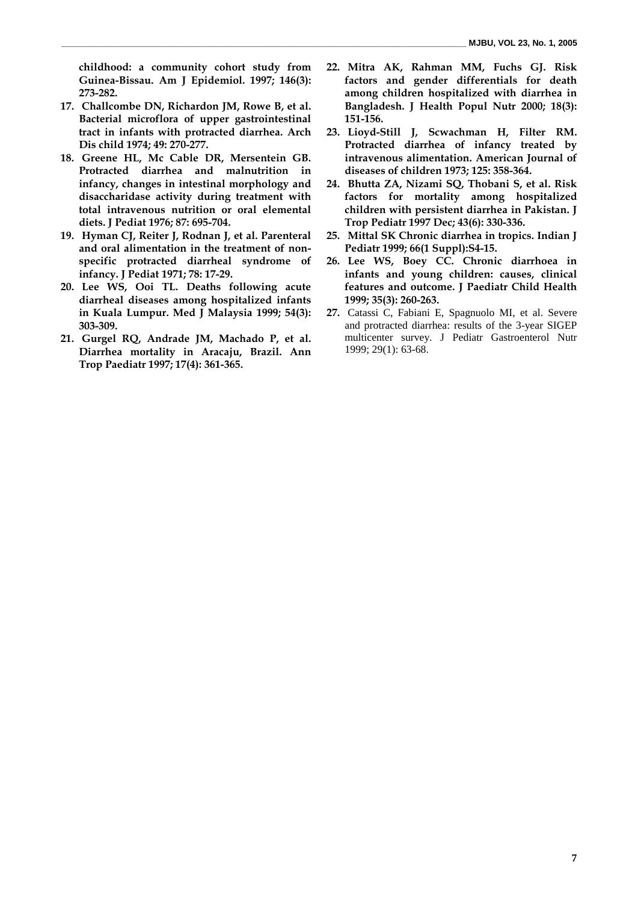**childhood: a community cohort study from Guinea-Bissau. Am J Epidemiol. 1997; 146(3): 273-282.**

17. **Challcombe DN, Richardon JM, Rowe B, et al. Bacterial microflora of upper gastrointestinal tract in infants with protracted diarrhea. Arch Dis child 1974; 49: 270-277.**
18. **Greene HL, Mc Cable DR, Mersentein GB. Protracted diarrhea and malnutrition in infancy, changes in intestinal morphology and disaccharidase activity during treatment with total intravenous nutrition or oral elemental diets. J Pediat 1976; 87: 695-704.**
19. **Hyman CJ, Reiter J, Rodnan J, et al. Parenteral and oral alimentation in the treatment of non-specific protracted diarrheal syndrome of infancy. J Pediat 1971; 78: 17-29.**
20. **Lee WS, Ooi TL. Deaths following acute diarrheal diseases among hospitalized infants in Kuala Lumpur. Med J Malaysia 1999; 54(3): 303-309.**
21. **Gurgel RQ, Andrade JM, Machado P, et al. Diarrhea mortality in Aracaju, Brazil. Ann Trop Paediatr 1997; 17(4): 361-365.**
22. **Mitra AK, Rahman MM, Fuchs GJ. Risk factors and gender differentials for death among children hospitalized with diarrhea in Bangladesh. J Health Popul Nutr 2000; 18(3): 151-156.**
23. **Lioyd-Still J, Scwachman H, Filter RM. Protracted diarrhea of infancy treated by intravenous alimentation. American Journal of diseases of children 1973; 125: 358-364.**
24. **Bhutta ZA, Nizami SQ, Thobani S, et al. Risk factors for mortality among hospitalized children with persistent diarrhea in Pakistan. J Trop Pediatr 1997 Dec; 43(6): 330-336.**
25. **Mittal SK Chronic diarrhea in tropics. Indian J Pediatr 1999; 66(1 Suppl):S4-15.**
26. **Lee WS, Boey CC. Chronic diarrhoea in infants and young children: causes, clinical features and outcome. J Paediatr Child Health 1999; 35(3): 260-263.**
27. Catassi C, Fabiani E, Spagnuolo MI, et al. Severe and protracted diarrhea: results of the 3-year SIGEP multicenter survey. J Pediatr Gastroenterol Nutr 1999; 29(1): 63-68.